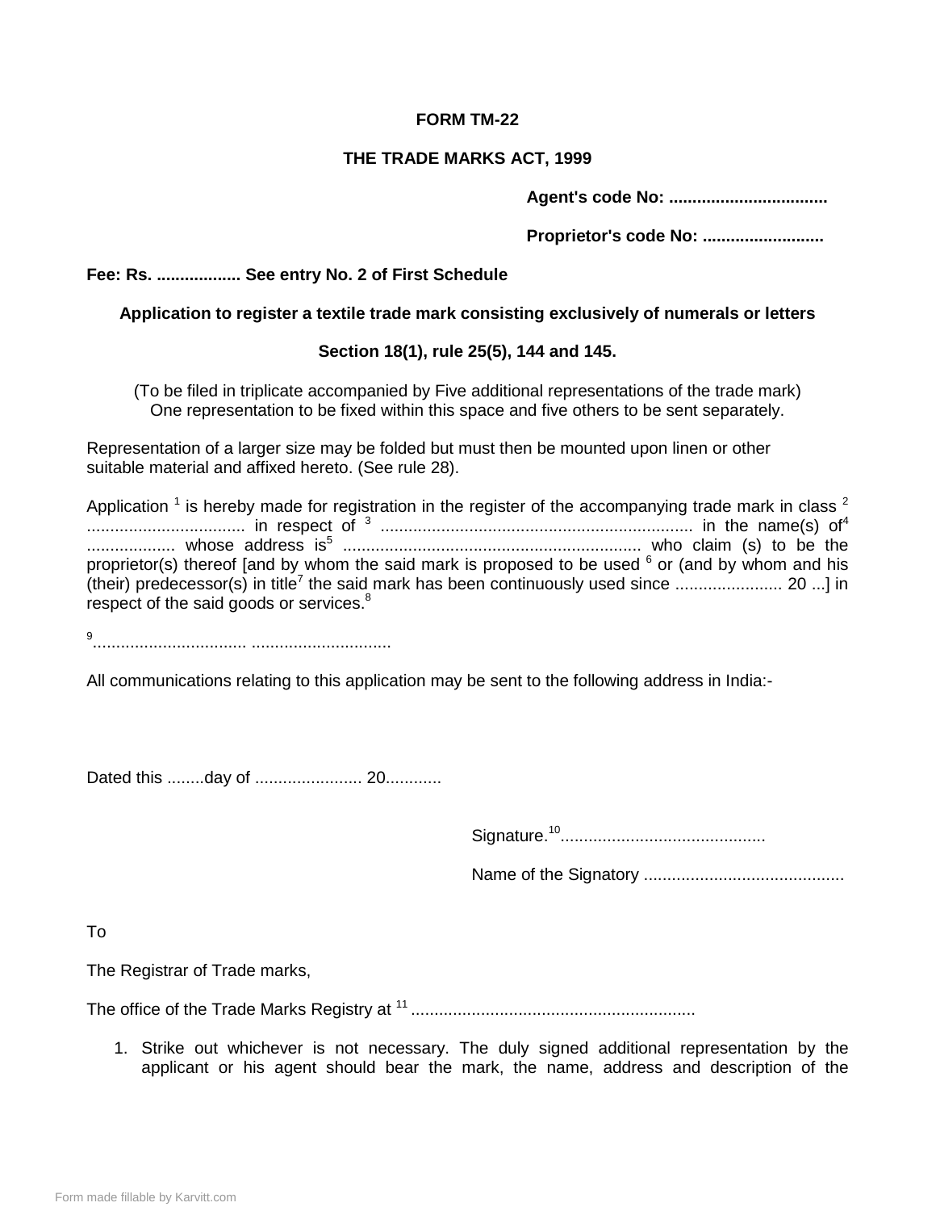**FORM TM-22**

**THE TRADE MARKS ACT, 1999**

**Agent's code No: ..................................**

**Proprietor's code No: ..........................**

**Fee: Rs. .................. See entry No. 2 of First Schedule**

**Application to register a textile trade mark consisting exclusively of numerals or letters**

**Section 18(1), rule 25(5), 144 and 145.**

(To be filed in triplicate accompanied by Five additional representations of the trade mark)
One representation to be fixed within this space and five others to be sent separately.

Representation of a larger size may be folded but must then be mounted upon linen or other suitable material and affixed hereto. (See rule 28).

Application [1] is hereby made for registration in the register of the accompanying trade mark in class [2] .................................. in respect of [3] ................................................................... in the name(s) of[4] ................... whose address is[5] ................................................................ who claim (s) to be the proprietor(s) thereof [and by whom the said mark is proposed to be used [6] or (and by whom and his (their) predecessor(s) in title[7] the said mark has been continuously used since ....................... 20 ...] in respect of the said goods or services.[8]

[9]................................ .............................

All communications relating to this application may be sent to the following address in India:-

Dated this ........day of ....................... 20............

Signature.[10]...........................................

Name of the Signatory ..........................................

To

The Registrar of Trade marks,

The office of the Trade Marks Registry at [11] ............................................................

1. Strike out whichever is not necessary. The duly signed additional representation by the applicant or his agent should bear the mark, the name, address and description of the

Form made fillable by Karvitt.com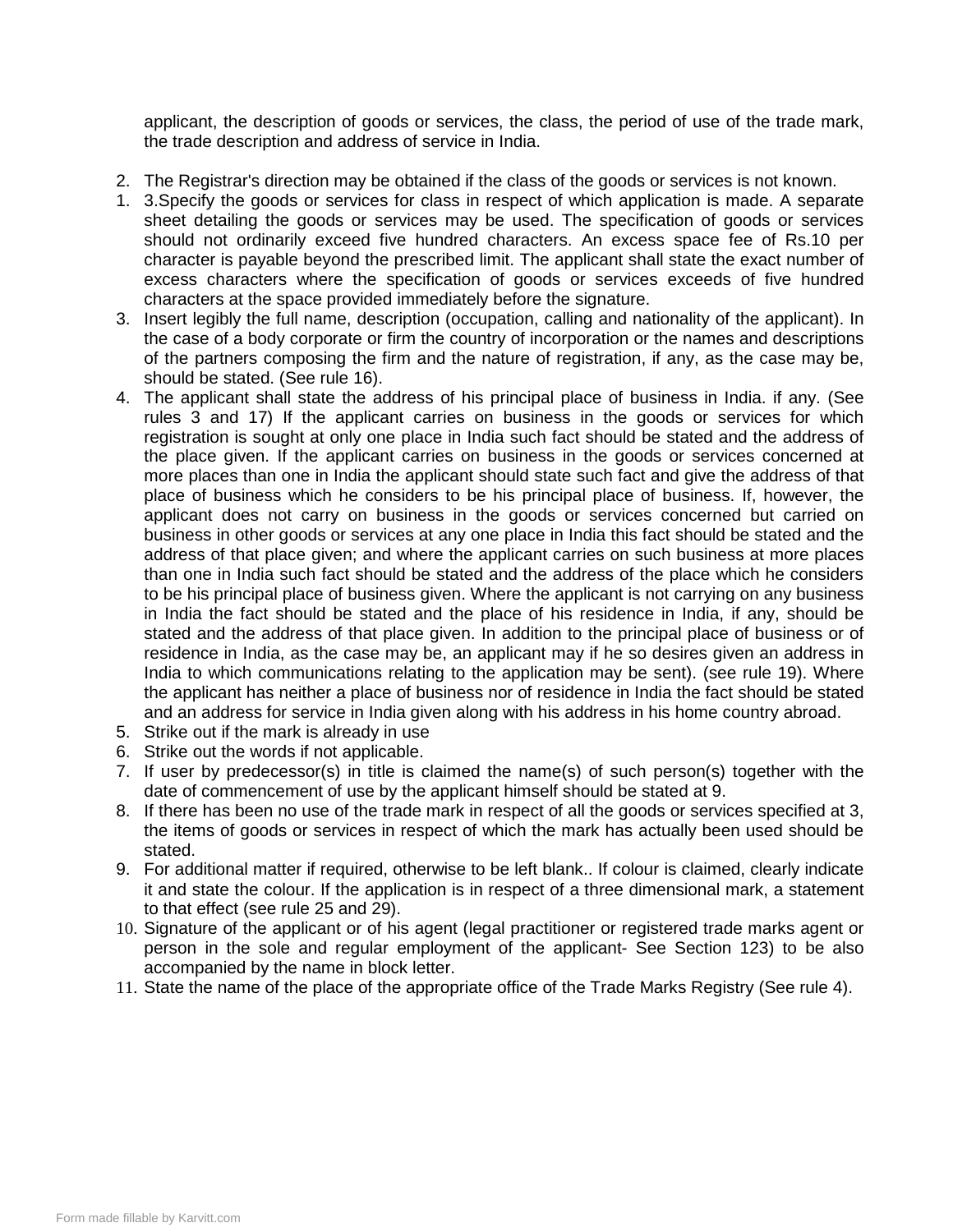applicant, the description of goods or services, the class, the period of use of the trade mark, the trade description and address of service in India.

2. The Registrar's direction may be obtained if the class of the goods or services is not known.
1. 3.Specify the goods or services for class in respect of which application is made. A separate sheet detailing the goods or services may be used. The specification of goods or services should not ordinarily exceed five hundred characters. An excess space fee of Rs.10 per character is payable beyond the prescribed limit. The applicant shall state the exact number of excess characters where the specification of goods or services exceeds of five hundred characters at the space provided immediately before the signature.
3. Insert legibly the full name, description (occupation, calling and nationality of the applicant). In the case of a body corporate or firm the country of incorporation or the names and descriptions of the partners composing the firm and the nature of registration, if any, as the case may be, should be stated. (See rule 16).
4. The applicant shall state the address of his principal place of business in India. if any. (See rules 3 and 17) If the applicant carries on business in the goods or services for which registration is sought at only one place in India such fact should be stated and the address of the place given. If the applicant carries on business in the goods or services concerned at more places than one in India the applicant should state such fact and give the address of that place of business which he considers to be his principal place of business. If, however, the applicant does not carry on business in the goods or services concerned but carried on business in other goods or services at any one place in India this fact should be stated and the address of that place given; and where the applicant carries on such business at more places than one in India such fact should be stated and the address of the place which he considers to be his principal place of business given. Where the applicant is not carrying on any business in India the fact should be stated and the place of his residence in India, if any, should be stated and the address of that place given. In addition to the principal place of business or of residence in India, as the case may be, an applicant may if he so desires given an address in India to which communications relating to the application may be sent). (see rule 19). Where the applicant has neither a place of business nor of residence in India the fact should be stated and an address for service in India given along with his address in his home country abroad.
5. Strike out if the mark is already in use
6. Strike out the words if not applicable.
7. If user by predecessor(s) in title is claimed the name(s) of such person(s) together with the date of commencement of use by the applicant himself should be stated at 9.
8. If there has been no use of the trade mark in respect of all the goods or services specified at 3, the items of goods or services in respect of which the mark has actually been used should be stated.
9. For additional matter if required, otherwise to be left blank.. If colour is claimed, clearly indicate it and state the colour. If the application is in respect of a three dimensional mark, a statement to that effect (see rule 25 and 29).
10. Signature of the applicant or of his agent (legal practitioner or registered trade marks agent or person in the sole and regular employment of the applicant- See Section 123) to be also accompanied by the name in block letter.
11. State the name of the place of the appropriate office of the Trade Marks Registry (See rule 4).

Form made fillable by Karvitt.com